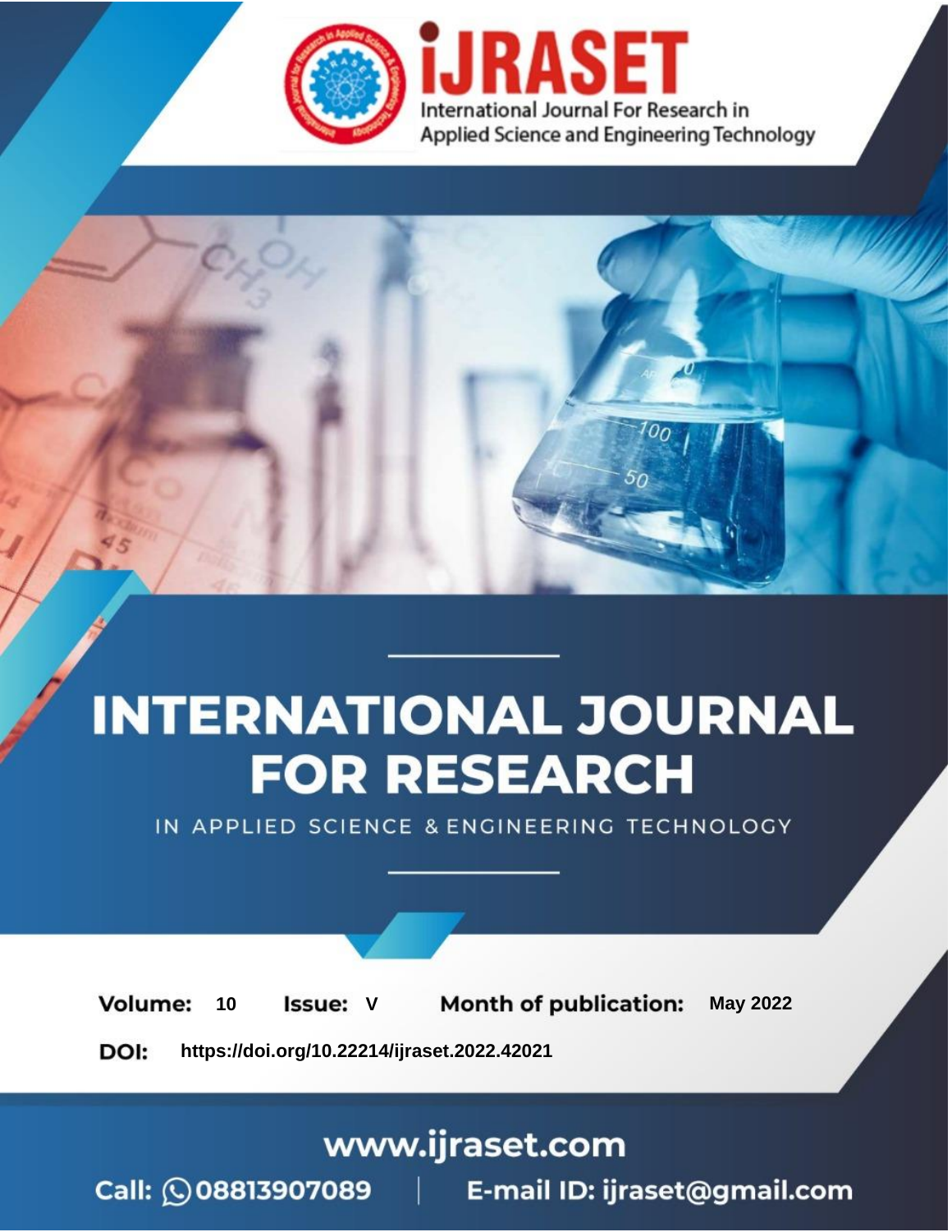iJRASET

International Journal For Research in Applied Science and Engineering Technology

# INTERNATIONAL JOURNAL FOR RESEARCH

IN APPLIED SCIENCE & ENGINEERING TECHNOLOGY

**Volume:** 10 **Issue:** V **Month of publication:** May 2022

**DOI:** https://doi.org/10.22214/ijraset.2022.42021

www.ijraset.com

Call: 08813907089 | E-mail ID: ijraset@gmail.com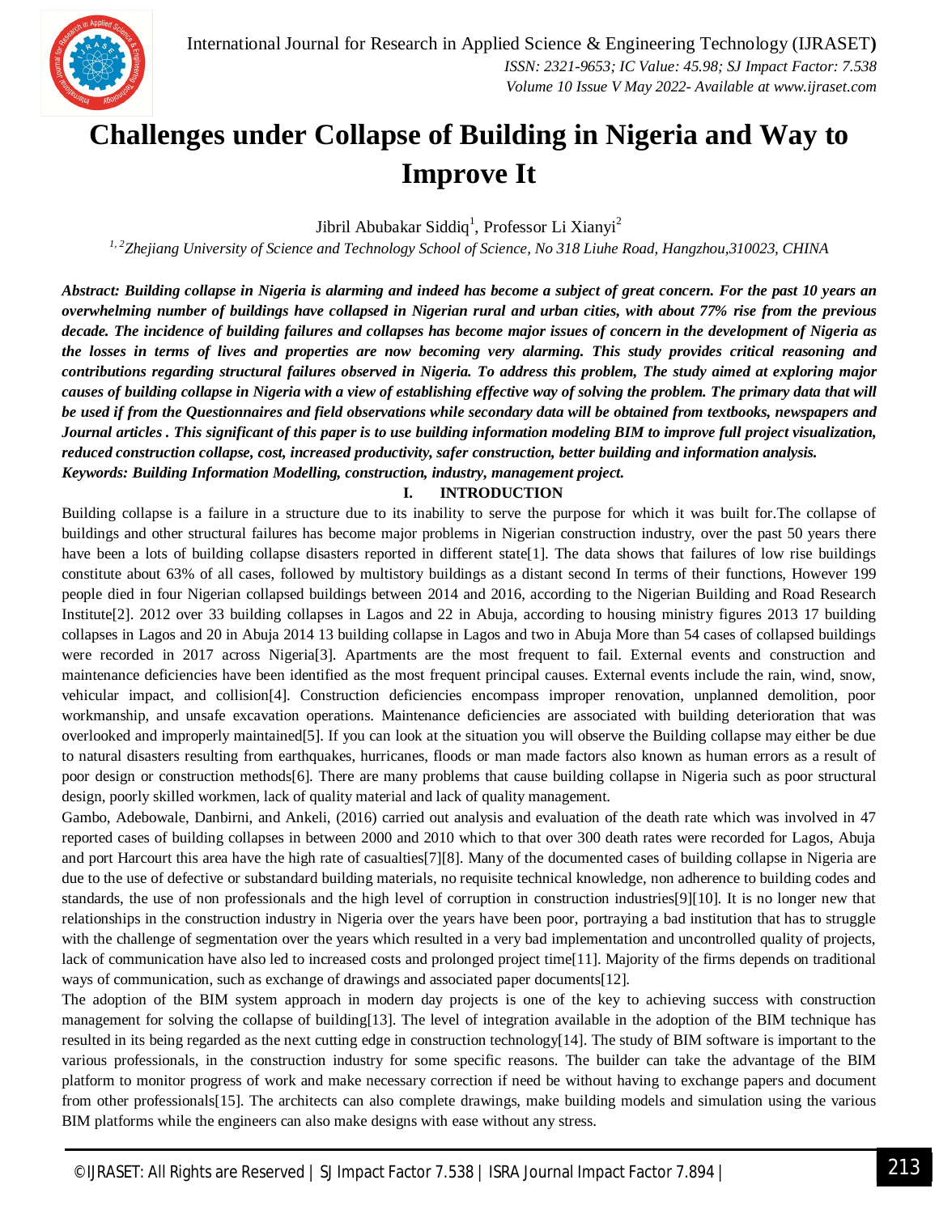# Challenges under Collapse of Building in Nigeria and Way to Improve It

Jibril Abubakar Siddiq[1], Professor Li Xianyi[2]

[1, 2]*Zhejiang University of Science and Technology School of Science, No 318 Liuhe Road, Hangzhou,310023, CHINA*

***Abstract: Building collapse in Nigeria is alarming and indeed has become a subject of great concern. For the past 10 years an overwhelming number of buildings have collapsed in Nigerian rural and urban cities, with about 77% rise from the previous decade. The incidence of building failures and collapses has become major issues of concern in the development of Nigeria as the losses in terms of lives and properties are now becoming very alarming. This study provides critical reasoning and contributions regarding structural failures observed in Nigeria. To address this problem, The study aimed at exploring major causes of building collapse in Nigeria with a view of establishing effective way of solving the problem. The primary data that will be used if from the Questionnaires and field observations while secondary data will be obtained from textbooks, newspapers and Journal articles . This significant of this paper is to use building information modeling BIM to improve full project visualization, reduced construction collapse, cost, increased productivity, safer construction, better building and information analysis.***

***Keywords: Building Information Modelling, construction, industry, management project.***

## I. INTRODUCTION

Building collapse is a failure in a structure due to its inability to serve the purpose for which it was built for.The collapse of buildings and other structural failures has become major problems in Nigerian construction industry, over the past 50 years there have been a lots of building collapse disasters reported in different state[1]. The data shows that failures of low rise buildings constitute about 63% of all cases, followed by multistory buildings as a distant second In terms of their functions, However 199 people died in four Nigerian collapsed buildings between 2014 and 2016, according to the Nigerian Building and Road Research Institute[2]. 2012 over 33 building collapses in Lagos and 22 in Abuja, according to housing ministry figures 2013 17 building collapses in Lagos and 20 in Abuja 2014 13 building collapse in Lagos and two in Abuja More than 54 cases of collapsed buildings were recorded in 2017 across Nigeria[3]. Apartments are the most frequent to fail. External events and construction and maintenance deficiencies have been identified as the most frequent principal causes. External events include the rain, wind, snow, vehicular impact, and collision[4]. Construction deficiencies encompass improper renovation, unplanned demolition, poor workmanship, and unsafe excavation operations. Maintenance deficiencies are associated with building deterioration that was overlooked and improperly maintained[5]. If you can look at the situation you will observe the Building collapse may either be due to natural disasters resulting from earthquakes, hurricanes, floods or man made factors also known as human errors as a result of poor design or construction methods[6]. There are many problems that cause building collapse in Nigeria such as poor structural design, poorly skilled workmen, lack of quality material and lack of quality management.

Gambo, Adebowale, Danbirni, and Ankeli, (2016) carried out analysis and evaluation of the death rate which was involved in 47 reported cases of building collapses in between 2000 and 2010 which to that over 300 death rates were recorded for Lagos, Abuja and port Harcourt this area have the high rate of casualties[7][8]. Many of the documented cases of building collapse in Nigeria are due to the use of defective or substandard building materials, no requisite technical knowledge, non adherence to building codes and standards, the use of non professionals and the high level of corruption in construction industries[9][10]. It is no longer new that relationships in the construction industry in Nigeria over the years have been poor, portraying a bad institution that has to struggle with the challenge of segmentation over the years which resulted in a very bad implementation and uncontrolled quality of projects, lack of communication have also led to increased costs and prolonged project time[11]. Majority of the firms depends on traditional ways of communication, such as exchange of drawings and associated paper documents[12].

The adoption of the BIM system approach in modern day projects is one of the key to achieving success with construction management for solving the collapse of building[13]. The level of integration available in the adoption of the BIM technique has resulted in its being regarded as the next cutting edge in construction technology[14]. The study of BIM software is important to the various professionals, in the construction industry for some specific reasons. The builder can take the advantage of the BIM platform to monitor progress of work and make necessary correction if need be without having to exchange papers and document from other professionals[15]. The architects can also complete drawings, make building models and simulation using the various BIM platforms while the engineers can also make designs with ease without any stress.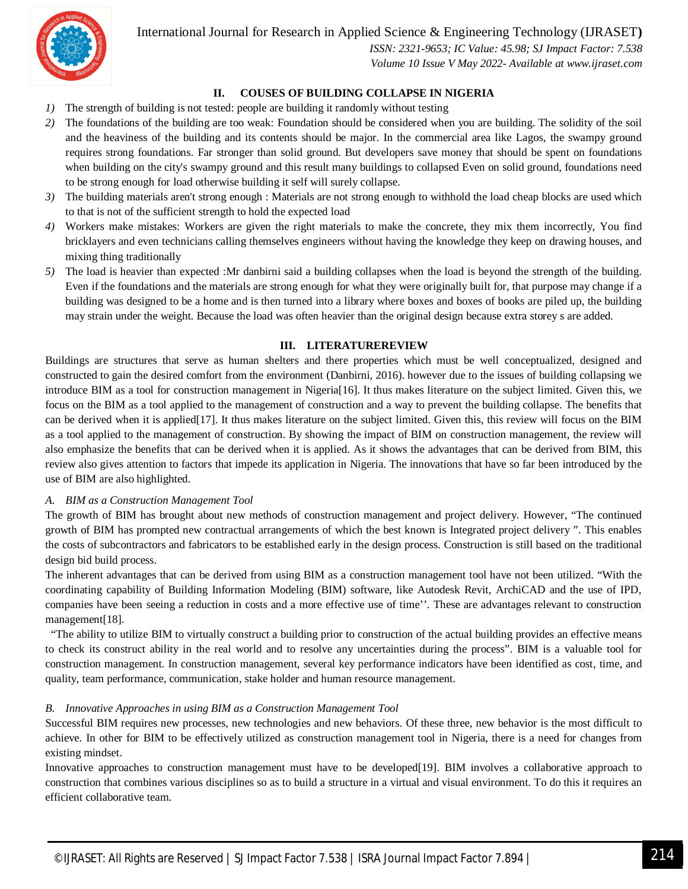## II. COUSES OF BUILDING COLLAPSE IN NIGERIA

1) The strength of building is not tested: people are building it randomly without testing
2) The foundations of the building are too weak: Foundation should be considered when you are building. The solidity of the soil and the heaviness of the building and its contents should be major. In the commercial area like Lagos, the swampy ground requires strong foundations. Far stronger than solid ground. But developers save money that should be spent on foundations when building on the city's swampy ground and this result many buildings to collapsed Even on solid ground, foundations need to be strong enough for load otherwise building it self will surely collapse.
3) The building materials aren't strong enough : Materials are not strong enough to withhold the load cheap blocks are used which to that is not of the sufficient strength to hold the expected load
4) Workers make mistakes: Workers are given the right materials to make the concrete, they mix them incorrectly, You find bricklayers and even technicians calling themselves engineers without having the knowledge they keep on drawing houses, and mixing thing traditionally
5) The load is heavier than expected :Mr danbirni said a building collapses when the load is beyond the strength of the building. Even if the foundations and the materials are strong enough for what they were originally built for, that purpose may change if a building was designed to be a home and is then turned into a library where boxes and boxes of books are piled up, the building may strain under the weight. Because the load was often heavier than the original design because extra storey s are added.

## III. LITERATUREREVIEW

Buildings are structures that serve as human shelters and there properties which must be well conceptualized, designed and constructed to gain the desired comfort from the environment (Danbirni, 2016). however due to the issues of building collapsing we introduce BIM as a tool for construction management in Nigeria[16]. It thus makes literature on the subject limited. Given this, we focus on the BIM as a tool applied to the management of construction and a way to prevent the building collapse. The benefits that can be derived when it is applied[17]. It thus makes literature on the subject limited. Given this, this review will focus on the BIM as a tool applied to the management of construction. By showing the impact of BIM on construction management, the review will also emphasize the benefits that can be derived when it is applied. As it shows the advantages that can be derived from BIM, this review also gives attention to factors that impede its application in Nigeria. The innovations that have so far been introduced by the use of BIM are also highlighted.

### *A. BIM as a Construction Management Tool*

The growth of BIM has brought about new methods of construction management and project delivery. However, "The continued growth of BIM has prompted new contractual arrangements of which the best known is Integrated project delivery ". This enables the costs of subcontractors and fabricators to be established early in the design process. Construction is still based on the traditional design bid build process.

The inherent advantages that can be derived from using BIM as a construction management tool have not been utilized. "With the coordinating capability of Building Information Modeling (BIM) software, like Autodesk Revit, ArchiCAD and the use of IPD, companies have been seeing a reduction in costs and a more effective use of time''. These are advantages relevant to construction management[18].

"The ability to utilize BIM to virtually construct a building prior to construction of the actual building provides an effective means to check its construct ability in the real world and to resolve any uncertainties during the process". BIM is a valuable tool for construction management. In construction management, several key performance indicators have been identified as cost, time, and quality, team performance, communication, stake holder and human resource management.

### *B. Innovative Approaches in using BIM as a Construction Management Tool*

Successful BIM requires new processes, new technologies and new behaviors. Of these three, new behavior is the most difficult to achieve. In other for BIM to be effectively utilized as construction management tool in Nigeria, there is a need for changes from existing mindset.

Innovative approaches to construction management must have to be developed[19]. BIM involves a collaborative approach to construction that combines various disciplines so as to build a structure in a virtual and visual environment. To do this it requires an efficient collaborative team.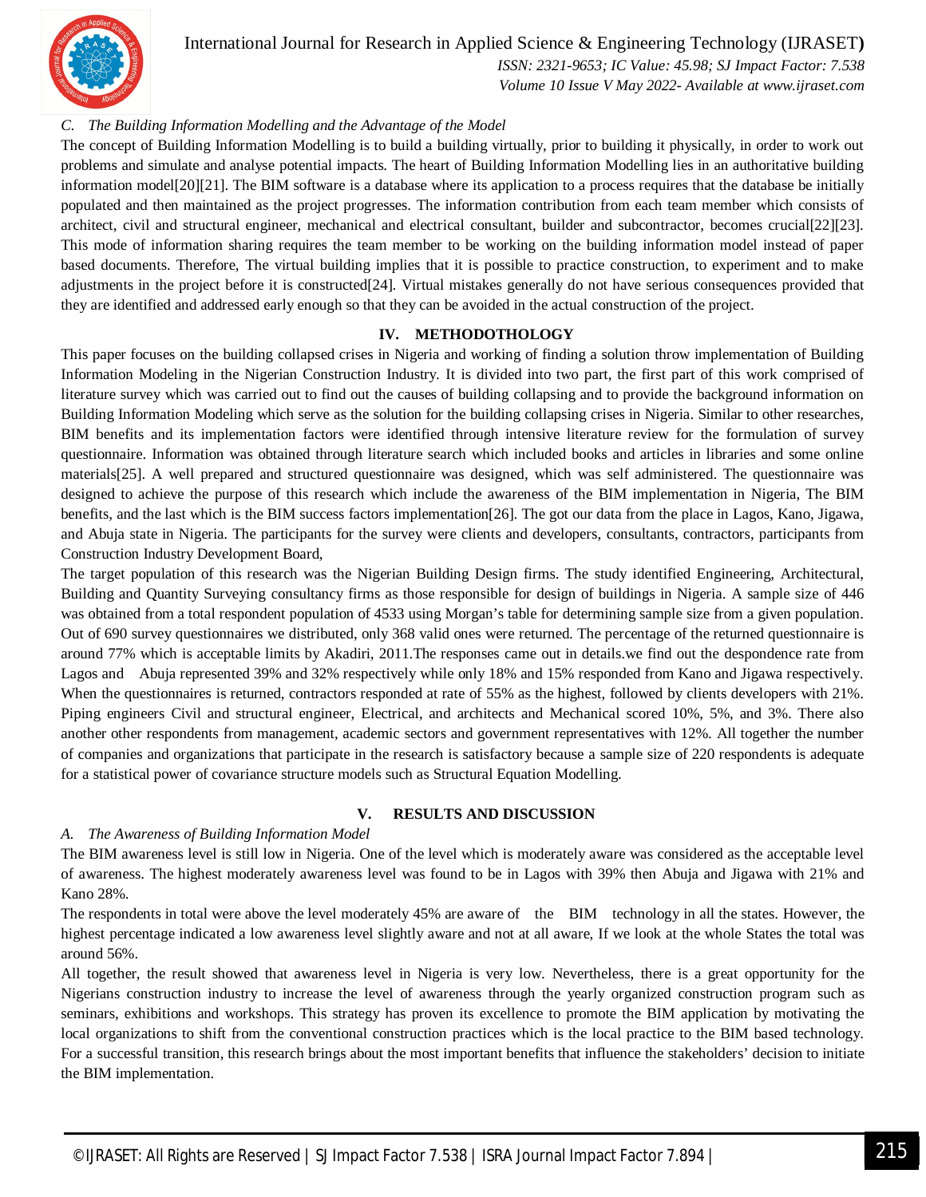### C. The Building Information Modelling and the Advantage of the Model

The concept of Building Information Modelling is to build a building virtually, prior to building it physically, in order to work out problems and simulate and analyse potential impacts. The heart of Building Information Modelling lies in an authoritative building information model[20][21]. The BIM software is a database where its application to a process requires that the database be initially populated and then maintained as the project progresses. The information contribution from each team member which consists of architect, civil and structural engineer, mechanical and electrical consultant, builder and subcontractor, becomes crucial[22][23]. This mode of information sharing requires the team member to be working on the building information model instead of paper based documents. Therefore, The virtual building implies that it is possible to practice construction, to experiment and to make adjustments in the project before it is constructed[24]. Virtual mistakes generally do not have serious consequences provided that they are identified and addressed early enough so that they can be avoided in the actual construction of the project.

## IV. METHODOTHOLOGY

This paper focuses on the building collapsed crises in Nigeria and working of finding a solution throw implementation of Building Information Modeling in the Nigerian Construction Industry. It is divided into two part, the first part of this work comprised of literature survey which was carried out to find out the causes of building collapsing and to provide the background information on Building Information Modeling which serve as the solution for the building collapsing crises in Nigeria. Similar to other researches, BIM benefits and its implementation factors were identified through intensive literature review for the formulation of survey questionnaire. Information was obtained through literature search which included books and articles in libraries and some online materials[25]. A well prepared and structured questionnaire was designed, which was self administered. The questionnaire was designed to achieve the purpose of this research which include the awareness of the BIM implementation in Nigeria, The BIM benefits, and the last which is the BIM success factors implementation[26]. The got our data from the place in Lagos, Kano, Jigawa, and Abuja state in Nigeria. The participants for the survey were clients and developers, consultants, contractors, participants from Construction Industry Development Board,

The target population of this research was the Nigerian Building Design firms. The study identified Engineering, Architectural, Building and Quantity Surveying consultancy firms as those responsible for design of buildings in Nigeria. A sample size of 446 was obtained from a total respondent population of 4533 using Morgan's table for determining sample size from a given population. Out of 690 survey questionnaires we distributed, only 368 valid ones were returned. The percentage of the returned questionnaire is around 77% which is acceptable limits by Akadiri, 2011.The responses came out in details.we find out the despondence rate from Lagos and Abuja represented 39% and 32% respectively while only 18% and 15% responded from Kano and Jigawa respectively. When the questionnaires is returned, contractors responded at rate of 55% as the highest, followed by clients developers with 21%. Piping engineers Civil and structural engineer, Electrical, and architects and Mechanical scored 10%, 5%, and 3%. There also another other respondents from management, academic sectors and government representatives with 12%. All together the number of companies and organizations that participate in the research is satisfactory because a sample size of 220 respondents is adequate for a statistical power of covariance structure models such as Structural Equation Modelling.

## V. RESULTS AND DISCUSSION

### A. The Awareness of Building Information Model

The BIM awareness level is still low in Nigeria. One of the level which is moderately aware was considered as the acceptable level of awareness. The highest moderately awareness level was found to be in Lagos with 39% then Abuja and Jigawa with 21% and Kano 28%.

The respondents in total were above the level moderately 45% are aware of the BIM technology in all the states. However, the highest percentage indicated a low awareness level slightly aware and not at all aware, If we look at the whole States the total was around 56%.

All together, the result showed that awareness level in Nigeria is very low. Nevertheless, there is a great opportunity for the Nigerians construction industry to increase the level of awareness through the yearly organized construction program such as seminars, exhibitions and workshops. This strategy has proven its excellence to promote the BIM application by motivating the local organizations to shift from the conventional construction practices which is the local practice to the BIM based technology. For a successful transition, this research brings about the most important benefits that influence the stakeholders' decision to initiate the BIM implementation.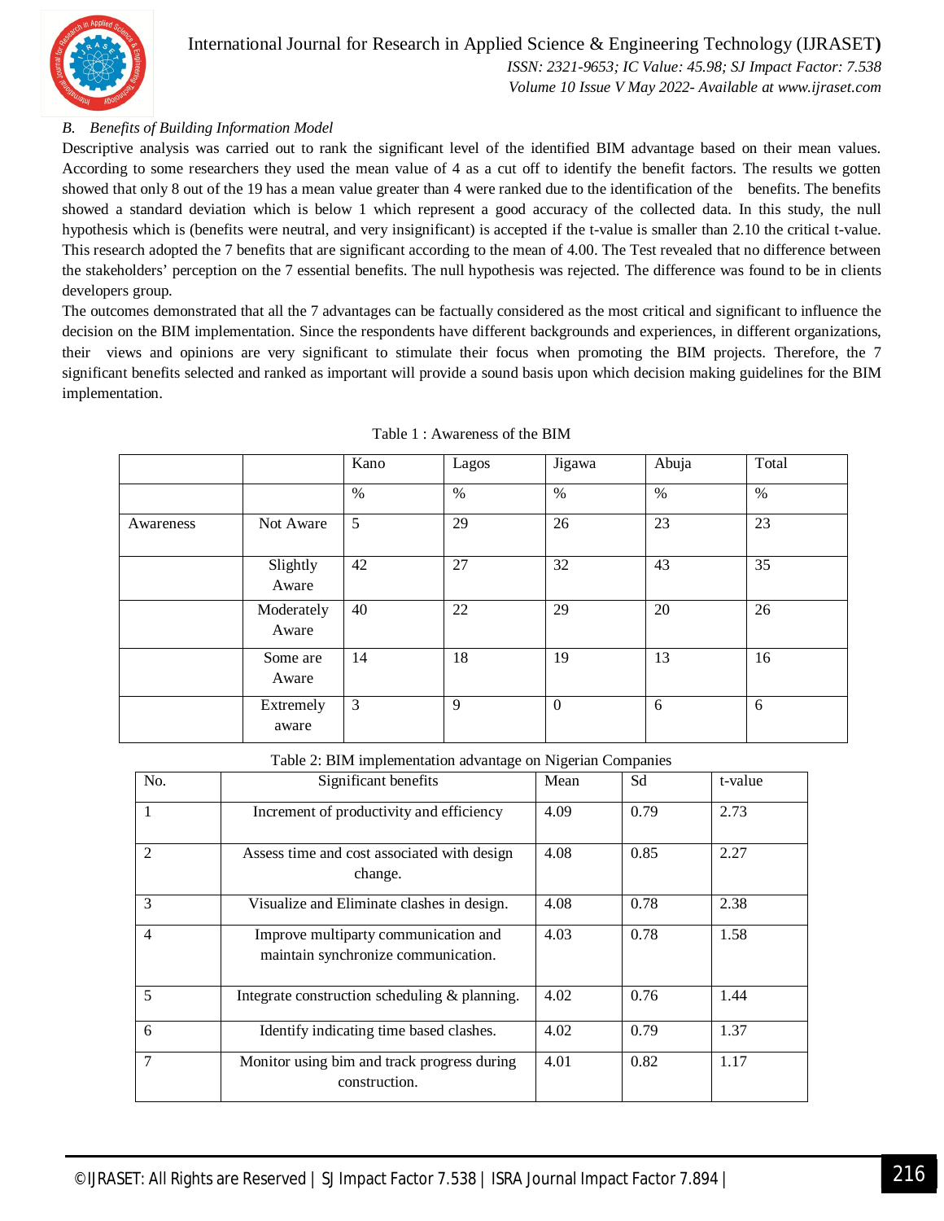### B. Benefits of Building Information Model

Descriptive analysis was carried out to rank the significant level of the identified BIM advantage based on their mean values. According to some researchers they used the mean value of 4 as a cut off to identify the benefit factors. The results we gotten showed that only 8 out of the 19 has a mean value greater than 4 were ranked due to the identification of the benefits. The benefits showed a standard deviation which is below 1 which represent a good accuracy of the collected data. In this study, the null hypothesis which is (benefits were neutral, and very insignificant) is accepted if the t-value is smaller than 2.10 the critical t-value. This research adopted the 7 benefits that are significant according to the mean of 4.00. The Test revealed that no difference between the stakeholders' perception on the 7 essential benefits. The null hypothesis was rejected. The difference was found to be in clients developers group.

The outcomes demonstrated that all the 7 advantages can be factually considered as the most critical and significant to influence the decision on the BIM implementation. Since the respondents have different backgrounds and experiences, in different organizations, their views and opinions are very significant to stimulate their focus when promoting the BIM projects. Therefore, the 7 significant benefits selected and ranked as important will provide a sound basis upon which decision making guidelines for the BIM implementation.

Table 1 : Awareness of the BIM

| | | Kano | Lagos | Jigawa | Abuja | Total |
|---|---|---|---|---|---|---|
| | | % | % | % | % | % |
| Awareness | Not Aware | 5 | 29 | 26 | 23 | 23 |
| | Slightly Aware | 42 | 27 | 32 | 43 | 35 |
| | Moderately Aware | 40 | 22 | 29 | 20 | 26 |
| | Some are Aware | 14 | 18 | 19 | 13 | 16 |
| | Extremely aware | 3 | 9 | 0 | 6 | 6 |

Table 2: BIM implementation advantage on Nigerian Companies

| No. | Significant benefits | Mean | Sd | t-value |
|---|---|---|---|---|
| 1 | Increment of productivity and efficiency | 4.09 | 0.79 | 2.73 |
| 2 | Assess time and cost associated with design change. | 4.08 | 0.85 | 2.27 |
| 3 | Visualize and Eliminate clashes in design. | 4.08 | 0.78 | 2.38 |
| 4 | Improve multiparty communication and maintain synchronize communication. | 4.03 | 0.78 | 1.58 |
| 5 | Integrate construction scheduling & planning. | 4.02 | 0.76 | 1.44 |
| 6 | Identify indicating time based clashes. | 4.02 | 0.79 | 1.37 |
| 7 | Monitor using bim and track progress during construction. | 4.01 | 0.82 | 1.17 |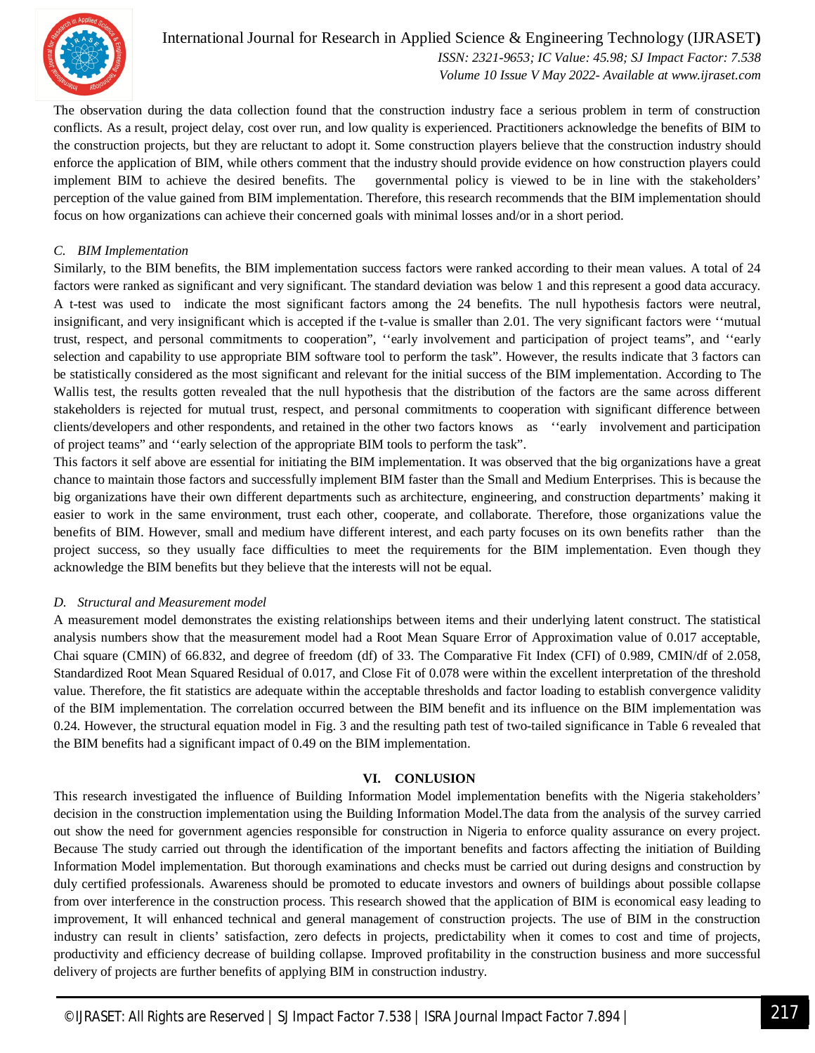The observation during the data collection found that the construction industry face a serious problem in term of construction conflicts. As a result, project delay, cost over run, and low quality is experienced. Practitioners acknowledge the benefits of BIM to the construction projects, but they are reluctant to adopt it. Some construction players believe that the construction industry should enforce the application of BIM, while others comment that the industry should provide evidence on how construction players could implement BIM to achieve the desired benefits. The governmental policy is viewed to be in line with the stakeholders' perception of the value gained from BIM implementation. Therefore, this research recommends that the BIM implementation should focus on how organizations can achieve their concerned goals with minimal losses and/or in a short period.

### C. *BIM Implementation*

Similarly, to the BIM benefits, the BIM implementation success factors were ranked according to their mean values. A total of 24 factors were ranked as significant and very significant. The standard deviation was below 1 and this represent a good data accuracy. A t-test was used to indicate the most significant factors among the 24 benefits. The null hypothesis factors were neutral, insignificant, and very insignificant which is accepted if the t-value is smaller than 2.01. The very significant factors were ''mutual trust, respect, and personal commitments to cooperation", ''early involvement and participation of project teams", and ''early selection and capability to use appropriate BIM software tool to perform the task". However, the results indicate that 3 factors can be statistically considered as the most significant and relevant for the initial success of the BIM implementation. According to The Wallis test, the results gotten revealed that the null hypothesis that the distribution of the factors are the same across different stakeholders is rejected for mutual trust, respect, and personal commitments to cooperation with significant difference between clients/developers and other respondents, and retained in the other two factors knows as ''early involvement and participation of project teams" and ''early selection of the appropriate BIM tools to perform the task".

This factors it self above are essential for initiating the BIM implementation. It was observed that the big organizations have a great chance to maintain those factors and successfully implement BIM faster than the Small and Medium Enterprises. This is because the big organizations have their own different departments such as architecture, engineering, and construction departments' making it easier to work in the same environment, trust each other, cooperate, and collaborate. Therefore, those organizations value the benefits of BIM. However, small and medium have different interest, and each party focuses on its own benefits rather than the project success, so they usually face difficulties to meet the requirements for the BIM implementation. Even though they acknowledge the BIM benefits but they believe that the interests will not be equal.

### D. *Structural and Measurement model*

A measurement model demonstrates the existing relationships between items and their underlying latent construct. The statistical analysis numbers show that the measurement model had a Root Mean Square Error of Approximation value of 0.017 acceptable, Chai square (CMIN) of 66.832, and degree of freedom (df) of 33. The Comparative Fit Index (CFI) of 0.989, CMIN/df of 2.058, Standardized Root Mean Squared Residual of 0.017, and Close Fit of 0.078 were within the excellent interpretation of the threshold value. Therefore, the fit statistics are adequate within the acceptable thresholds and factor loading to establish convergence validity of the BIM implementation. The correlation occurred between the BIM benefit and its influence on the BIM implementation was 0.24. However, the structural equation model in Fig. 3 and the resulting path test of two-tailed significance in Table 6 revealed that the BIM benefits had a significant impact of 0.49 on the BIM implementation.

## VI. CONLUSION

This research investigated the influence of Building Information Model implementation benefits with the Nigeria stakeholders' decision in the construction implementation using the Building Information Model.The data from the analysis of the survey carried out show the need for government agencies responsible for construction in Nigeria to enforce quality assurance on every project. Because The study carried out through the identification of the important benefits and factors affecting the initiation of Building Information Model implementation. But thorough examinations and checks must be carried out during designs and construction by duly certified professionals. Awareness should be promoted to educate investors and owners of buildings about possible collapse from over interference in the construction process. This research showed that the application of BIM is economical easy leading to improvement, It will enhanced technical and general management of construction projects. The use of BIM in the construction industry can result in clients' satisfaction, zero defects in projects, predictability when it comes to cost and time of projects, productivity and efficiency decrease of building collapse. Improved profitability in the construction business and more successful delivery of projects are further benefits of applying BIM in construction industry.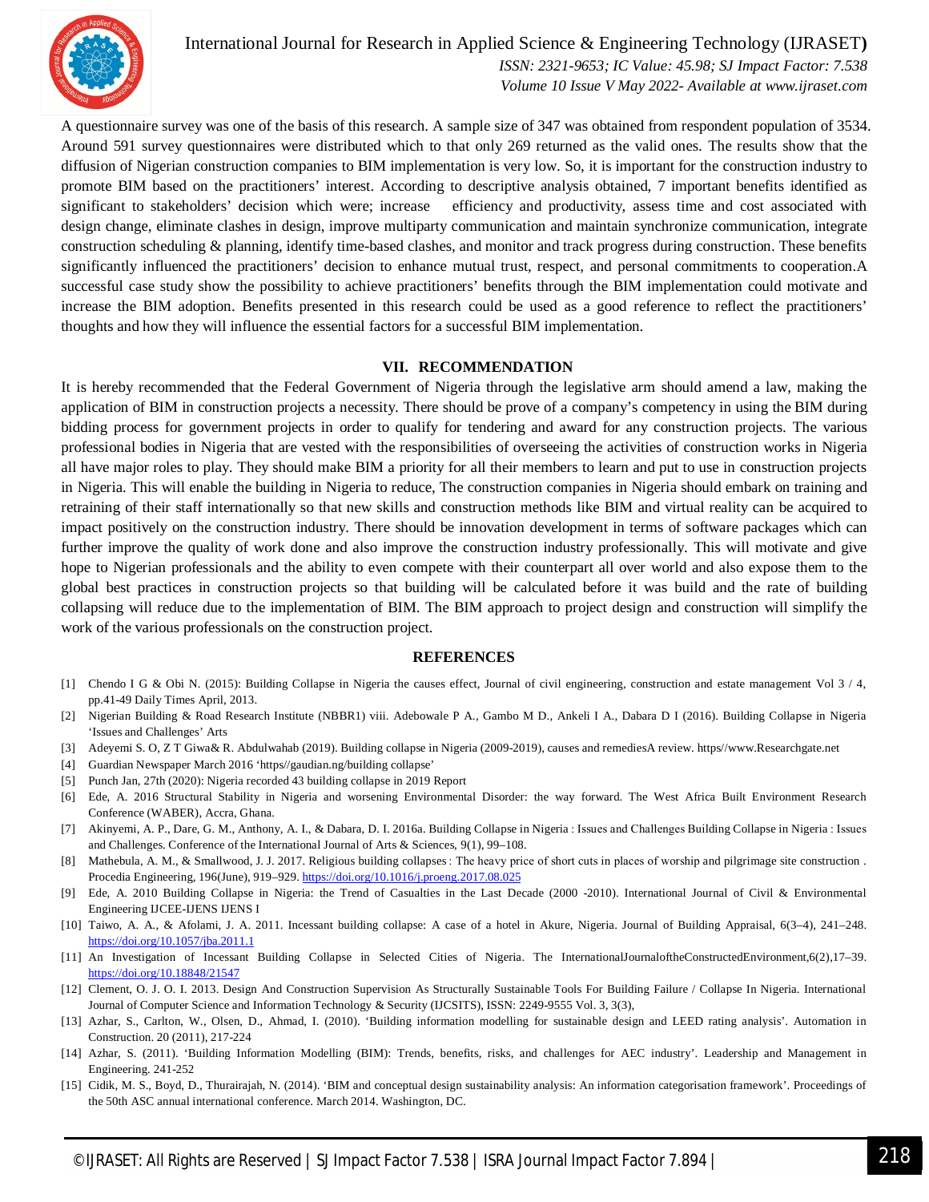A questionnaire survey was one of the basis of this research. A sample size of 347 was obtained from respondent population of 3534. Around 591 survey questionnaires were distributed which to that only 269 returned as the valid ones. The results show that the diffusion of Nigerian construction companies to BIM implementation is very low. So, it is important for the construction industry to promote BIM based on the practitioners' interest. According to descriptive analysis obtained, 7 important benefits identified as significant to stakeholders' decision which were; increase efficiency and productivity, assess time and cost associated with design change, eliminate clashes in design, improve multiparty communication and maintain synchronize communication, integrate construction scheduling & planning, identify time-based clashes, and monitor and track progress during construction. These benefits significantly influenced the practitioners' decision to enhance mutual trust, respect, and personal commitments to cooperation.A successful case study show the possibility to achieve practitioners' benefits through the BIM implementation could motivate and increase the BIM adoption. Benefits presented in this research could be used as a good reference to reflect the practitioners' thoughts and how they will influence the essential factors for a successful BIM implementation.

## VII. RECOMMENDATION

It is hereby recommended that the Federal Government of Nigeria through the legislative arm should amend a law, making the application of BIM in construction projects a necessity. There should be prove of a company's competency in using the BIM during bidding process for government projects in order to qualify for tendering and award for any construction projects. The various professional bodies in Nigeria that are vested with the responsibilities of overseeing the activities of construction works in Nigeria all have major roles to play. They should make BIM a priority for all their members to learn and put to use in construction projects in Nigeria. This will enable the building in Nigeria to reduce, The construction companies in Nigeria should embark on training and retraining of their staff internationally so that new skills and construction methods like BIM and virtual reality can be acquired to impact positively on the construction industry. There should be innovation development in terms of software packages which can further improve the quality of work done and also improve the construction industry professionally. This will motivate and give hope to Nigerian professionals and the ability to even compete with their counterpart all over world and also expose them to the global best practices in construction projects so that building will be calculated before it was build and the rate of building collapsing will reduce due to the implementation of BIM. The BIM approach to project design and construction will simplify the work of the various professionals on the construction project.

## REFERENCES

[1] Chendo I G & Obi N. (2015): Building Collapse in Nigeria the causes effect, Journal of civil engineering, construction and estate management Vol 3 / 4, pp.41-49 Daily Times April, 2013.

[2] Nigerian Building & Road Research Institute (NBBR1) viii. Adebowale P A., Gambo M D., Ankeli I A., Dabara D I (2016). Building Collapse in Nigeria 'Issues and Challenges' Arts

[3] Adeyemi S. O, Z T Giwa& R. Abdulwahab (2019). Building collapse in Nigeria (2009-2019), causes and remediesA review. https//www.Researchgate.net

[4] Guardian Newspaper March 2016 'https//gaudian.ng/building collapse'

[5] Punch Jan, 27th (2020): Nigeria recorded 43 building collapse in 2019 Report

[6] Ede, A. 2016 Structural Stability in Nigeria and worsening Environmental Disorder: the way forward. The West Africa Built Environment Research Conference (WABER), Accra, Ghana.

[7] Akinyemi, A. P., Dare, G. M., Anthony, A. I., & Dabara, D. I. 2016a. Building Collapse in Nigeria : Issues and Challenges Building Collapse in Nigeria : Issues and Challenges. Conference of the International Journal of Arts & Sciences, 9(1), 99–108.

[8] Mathebula, A. M., & Smallwood, J. J. 2017. Religious building collapses : The heavy price of short cuts in places of worship and pilgrimage site construction . Procedia Engineering, 196(June), 919–929. https://doi.org/10.1016/j.proeng.2017.08.025

[9] Ede, A. 2010 Building Collapse in Nigeria: the Trend of Casualties in the Last Decade (2000 -2010). International Journal of Civil & Environmental Engineering IJCEE-IJENS IJENS I

[10] Taiwo, A. A., & Afolami, J. A. 2011. Incessant building collapse: A case of a hotel in Akure, Nigeria. Journal of Building Appraisal, 6(3–4), 241–248. https://doi.org/10.1057/jba.2011.1

[11] An Investigation of Incessant Building Collapse in Selected Cities of Nigeria. The InternationalJournaloftheConstructedEnvironment,6(2),17–39. https://doi.org/10.18848/21547

[12] Clement, O. J. O. I. 2013. Design And Construction Supervision As Structurally Sustainable Tools For Building Failure / Collapse In Nigeria. International Journal of Computer Science and Information Technology & Security (IJCSITS), ISSN: 2249-9555 Vol. 3, 3(3),

[13] Azhar, S., Carlton, W., Olsen, D., Ahmad, I. (2010). 'Building information modelling for sustainable design and LEED rating analysis'. Automation in Construction. 20 (2011), 217-224

[14] Azhar, S. (2011). 'Building Information Modelling (BIM): Trends, benefits, risks, and challenges for AEC industry'. Leadership and Management in Engineering. 241-252

[15] Cidik, M. S., Boyd, D., Thurairajah, N. (2014). 'BIM and conceptual design sustainability analysis: An information categorisation framework'. Proceedings of the 50th ASC annual international conference. March 2014. Washington, DC.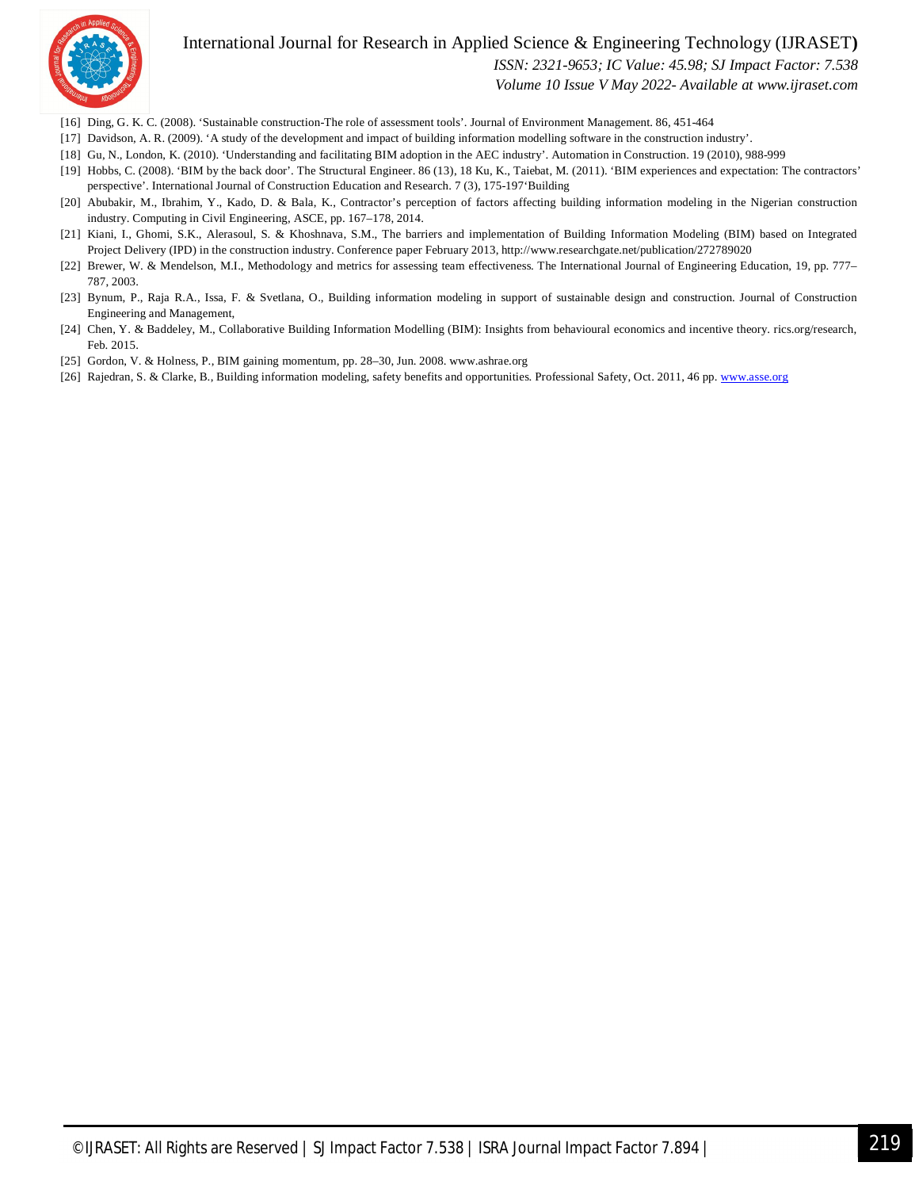[16] Ding, G. K. C. (2008). 'Sustainable construction-The role of assessment tools'. Journal of Environment Management. 86, 451-464

[17] Davidson, A. R. (2009). 'A study of the development and impact of building information modelling software in the construction industry'.

[18] Gu, N., London, K. (2010). 'Understanding and facilitating BIM adoption in the AEC industry'. Automation in Construction. 19 (2010), 988-999

[19] Hobbs, C. (2008). 'BIM by the back door'. The Structural Engineer. 86 (13), 18 Ku, K., Taiebat, M. (2011). 'BIM experiences and expectation: The contractors' perspective'. International Journal of Construction Education and Research. 7 (3), 175-197'Building

[20] Abubakir, M., Ibrahim, Y., Kado, D. & Bala, K., Contractor's perception of factors affecting building information modeling in the Nigerian construction industry. Computing in Civil Engineering, ASCE, pp. 167–178, 2014.

[21] Kiani, I., Ghomi, S.K., Alerasoul, S. & Khoshnava, S.M., The barriers and implementation of Building Information Modeling (BIM) based on Integrated Project Delivery (IPD) in the construction industry. Conference paper February 2013, http://www.researchgate.net/publication/272789020

[22] Brewer, W. & Mendelson, M.I., Methodology and metrics for assessing team effectiveness. The International Journal of Engineering Education, 19, pp. 777–787, 2003.

[23] Bynum, P., Raja R.A., Issa, F. & Svetlana, O., Building information modeling in support of sustainable design and construction. Journal of Construction Engineering and Management,

[24] Chen, Y. & Baddeley, M., Collaborative Building Information Modelling (BIM): Insights from behavioural economics and incentive theory. rics.org/research, Feb. 2015.

[25] Gordon, V. & Holness, P., BIM gaining momentum, pp. 28–30, Jun. 2008. www.ashrae.org

[26] Rajedran, S. & Clarke, B., Building information modeling, safety benefits and opportunities. Professional Safety, Oct. 2011, 46 pp. www.asse.org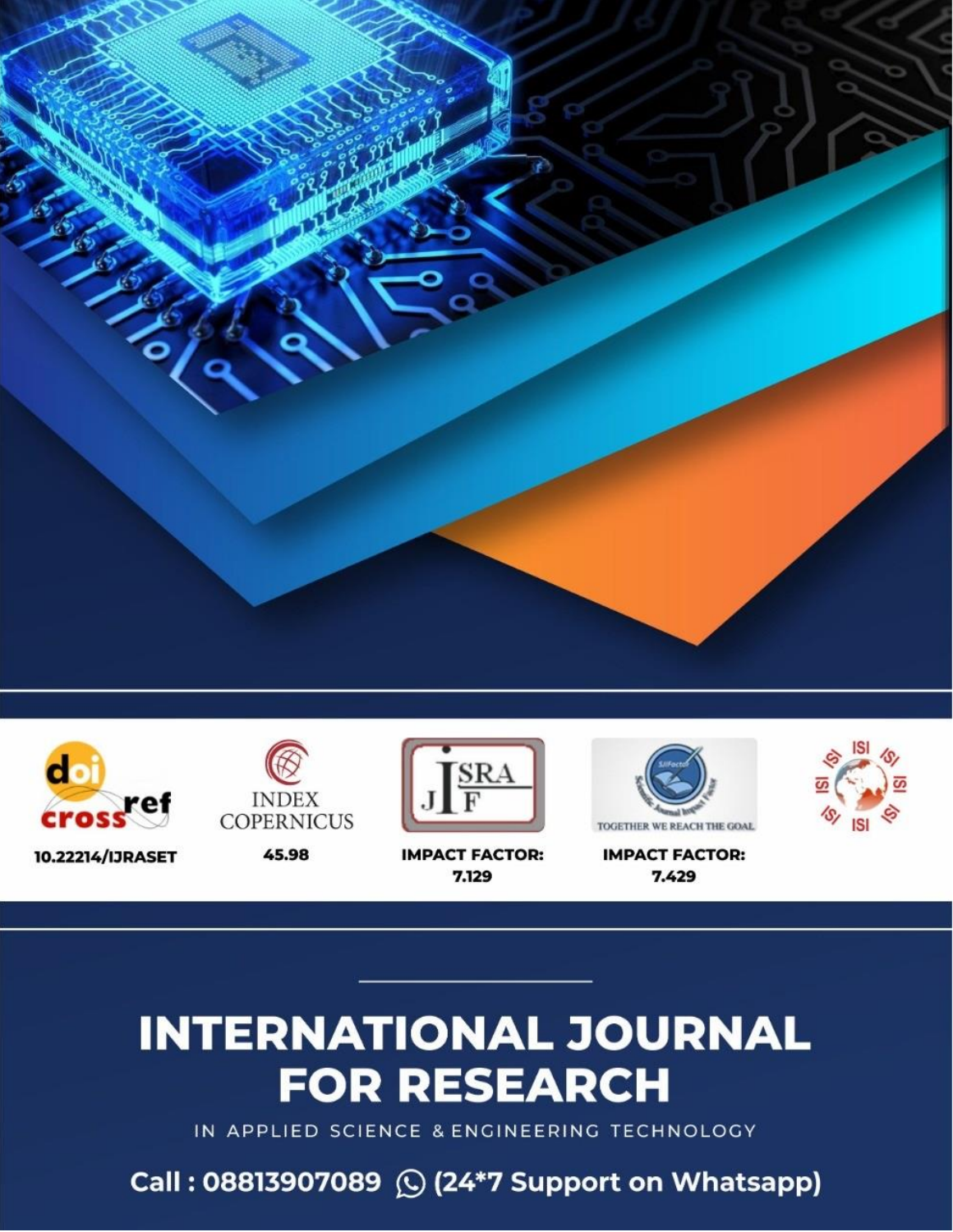10.22214/IJRASET

INDEX COPERNICUS

45.98

IMPACT FACTOR: 7.129

IMPACT FACTOR: 7.429

# INTERNATIONAL JOURNAL FOR RESEARCH

IN APPLIED SCIENCE & ENGINEERING TECHNOLOGY

Call : 08813907089 (24*7 Support on Whatsapp)